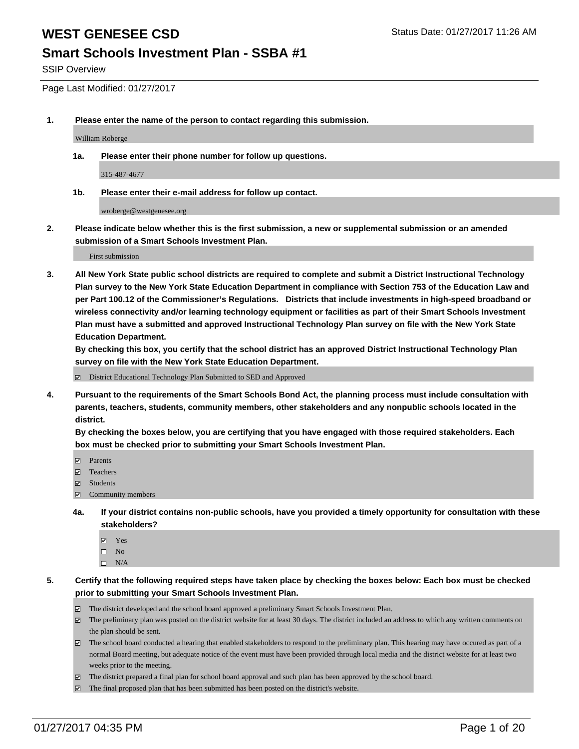# WEST GENESEE CSD

Status Date: 01/27/2017 11:26 AM

## Smart Schools Investment Plan - SSBA #1

SSIP Overview

Page Last Modified: 01/27/2017

1. **Please enter the name of the person to contact regarding this submission.**

   William Roberge

   1a. **Please enter their phone number for follow up questions.**

   315-487-4677

   1b. **Please enter their e-mail address for follow up contact.**

   wroberge@westgenesee.org

2. **Please indicate below whether this is the first submission, a new or supplemental submission or an amended submission of a Smart Schools Investment Plan.**

   First submission

3. **All New York State public school districts are required to complete and submit a District Instructional Technology Plan survey to the New York State Education Department in compliance with Section 753 of the Education Law and per Part 100.12 of the Commissioner's Regulations. Districts that include investments in high-speed broadband or wireless connectivity and/or learning technology equipment or facilities as part of their Smart Schools Investment Plan must have a submitted and approved Instructional Technology Plan survey on file with the New York State Education Department.**
   **By checking this box, you certify that the school district has an approved District Instructional Technology Plan survey on file with the New York State Education Department.**

   - [x] District Educational Technology Plan Submitted to SED and Approved

4. **Pursuant to the requirements of the Smart Schools Bond Act, the planning process must include consultation with parents, teachers, students, community members, other stakeholders and any nonpublic schools located in the district.**
   **By checking the boxes below, you are certifying that you have engaged with those required stakeholders. Each box must be checked prior to submitting your Smart Schools Investment Plan.**

   - [x] Parents
   - [x] Teachers
   - [x] Students
   - [x] Community members

   4a. **If your district contains non-public schools, have you provided a timely opportunity for consultation with these stakeholders?**

   - [x] Yes
   - [ ] No
   - [ ] N/A

5. **Certify that the following required steps have taken place by checking the boxes below: Each box must be checked prior to submitting your Smart Schools Investment Plan.**

   - [x] The district developed and the school board approved a preliminary Smart Schools Investment Plan.
   - [x] The preliminary plan was posted on the district website for at least 30 days. The district included an address to which any written comments on the plan should be sent.
   - [x] The school board conducted a hearing that enabled stakeholders to respond to the preliminary plan. This hearing may have occured as part of a normal Board meeting, but adequate notice of the event must have been provided through local media and the district website for at least two weeks prior to the meeting.
   - [x] The district prepared a final plan for school board approval and such plan has been approved by the school board.
   - [x] The final proposed plan that has been submitted has been posted on the district's website.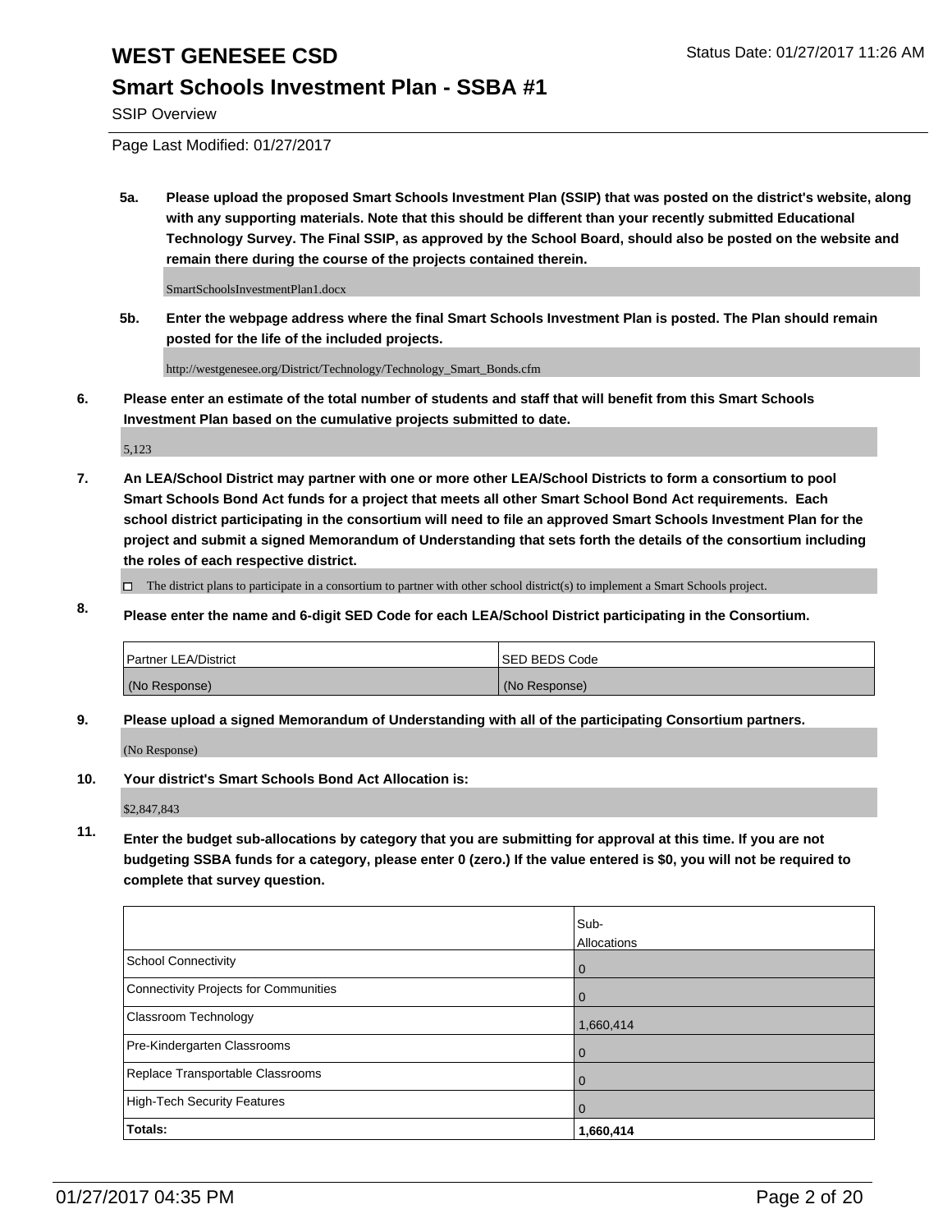# WEST GENESEE CSD

Status Date: 01/27/2017 11:26 AM

## Smart Schools Investment Plan - SSBA #1

SSIP Overview

Page Last Modified: 01/27/2017

**5a. Please upload the proposed Smart Schools Investment Plan (SSIP) that was posted on the district's website, along with any supporting materials. Note that this should be different than your recently submitted Educational Technology Survey. The Final SSIP, as approved by the School Board, should also be posted on the website and remain there during the course of the projects contained therein.**

SmartSchoolsInvestmentPlan1.docx

**5b. Enter the webpage address where the final Smart Schools Investment Plan is posted. The Plan should remain posted for the life of the included projects.**

http://westgenesee.org/District/Technology/Technology_Smart_Bonds.cfm

**6. Please enter an estimate of the total number of students and staff that will benefit from this Smart Schools Investment Plan based on the cumulative projects submitted to date.**

5,123

**7. An LEA/School District may partner with one or more other LEA/School Districts to form a consortium to pool Smart Schools Bond Act funds for a project that meets all other Smart School Bond Act requirements. Each school district participating in the consortium will need to file an approved Smart Schools Investment Plan for the project and submit a signed Memorandum of Understanding that sets forth the details of the consortium including the roles of each respective district.**

☐ The district plans to participate in a consortium to partner with other school district(s) to implement a Smart Schools project.

**8. Please enter the name and 6-digit SED Code for each LEA/School District participating in the Consortium.**

| Partner LEA/District | SED BEDS Code |
|---|---|
| (No Response) | (No Response) |

**9. Please upload a signed Memorandum of Understanding with all of the participating Consortium partners.**

(No Response)

**10. Your district's Smart Schools Bond Act Allocation is:**

$2,847,843

**11. Enter the budget sub-allocations by category that you are submitting for approval at this time. If you are not budgeting SSBA funds for a category, please enter 0 (zero.) If the value entered is $0, you will not be required to complete that survey question.**

| | Sub-Allocations |
|---|---|
| School Connectivity | 0 |
| Connectivity Projects for Communities | 0 |
| Classroom Technology | 1,660,414 |
| Pre-Kindergarten Classrooms | 0 |
| Replace Transportable Classrooms | 0 |
| High-Tech Security Features | 0 |
| **Totals:** | **1,660,414** |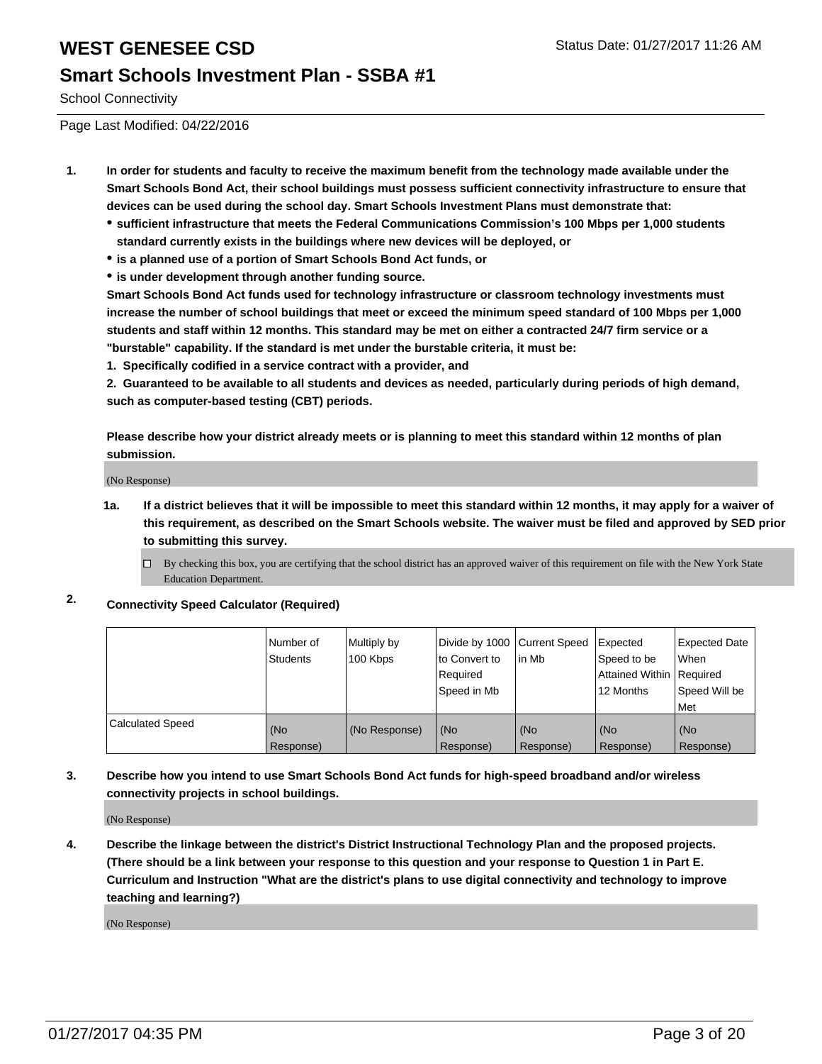# WEST GENESEE CSD

Status Date: 01/27/2017 11:26 AM

## Smart Schools Investment Plan - SSBA #1

School Connectivity

Page Last Modified: 04/22/2016

1. **In order for students and faculty to receive the maximum benefit from the technology made available under the Smart Schools Bond Act, their school buildings must possess sufficient connectivity infrastructure to ensure that devices can be used during the school day. Smart Schools Investment Plans must demonstrate that:**
   - **sufficient infrastructure that meets the Federal Communications Commission's 100 Mbps per 1,000 students standard currently exists in the buildings where new devices will be deployed, or**
   - **is a planned use of a portion of Smart Schools Bond Act funds, or**
   - **is under development through another funding source.**

   **Smart Schools Bond Act funds used for technology infrastructure or classroom technology investments must increase the number of school buildings that meet or exceed the minimum speed standard of 100 Mbps per 1,000 students and staff within 12 months. This standard may be met on either a contracted 24/7 firm service or a "burstable" capability. If the standard is met under the burstable criteria, it must be:**

   **1. Specifically codified in a service contract with a provider, and**

   **2. Guaranteed to be available to all students and devices as needed, particularly during periods of high demand, such as computer-based testing (CBT) periods.**

   **Please describe how your district already meets or is planning to meet this standard within 12 months of plan submission.**

   (No Response)

   **1a. If a district believes that it will be impossible to meet this standard within 12 months, it may apply for a waiver of this requirement, as described on the Smart Schools website. The waiver must be filed and approved by SED prior to submitting this survey.**

   ☐ By checking this box, you are certifying that the school district has an approved waiver of this requirement on file with the New York State Education Department.

2. **Connectivity Speed Calculator (Required)**

| | Number of Students | Multiply by 100 Kbps | Divide by 1000 to Convert to Required Speed in Mb | Current Speed in Mb | Expected Speed to be Attained Within 12 Months | Expected Date When Required Speed Will be Met |
|---|---|---|---|---|---|---|
| Calculated Speed | (No Response) | (No Response) | (No Response) | (No Response) | (No Response) | (No Response) |

3. **Describe how you intend to use Smart Schools Bond Act funds for high-speed broadband and/or wireless connectivity projects in school buildings.**

   (No Response)

4. **Describe the linkage between the district's District Instructional Technology Plan and the proposed projects. (There should be a link between your response to this question and your response to Question 1 in Part E. Curriculum and Instruction "What are the district's plans to use digital connectivity and technology to improve teaching and learning?)**

   (No Response)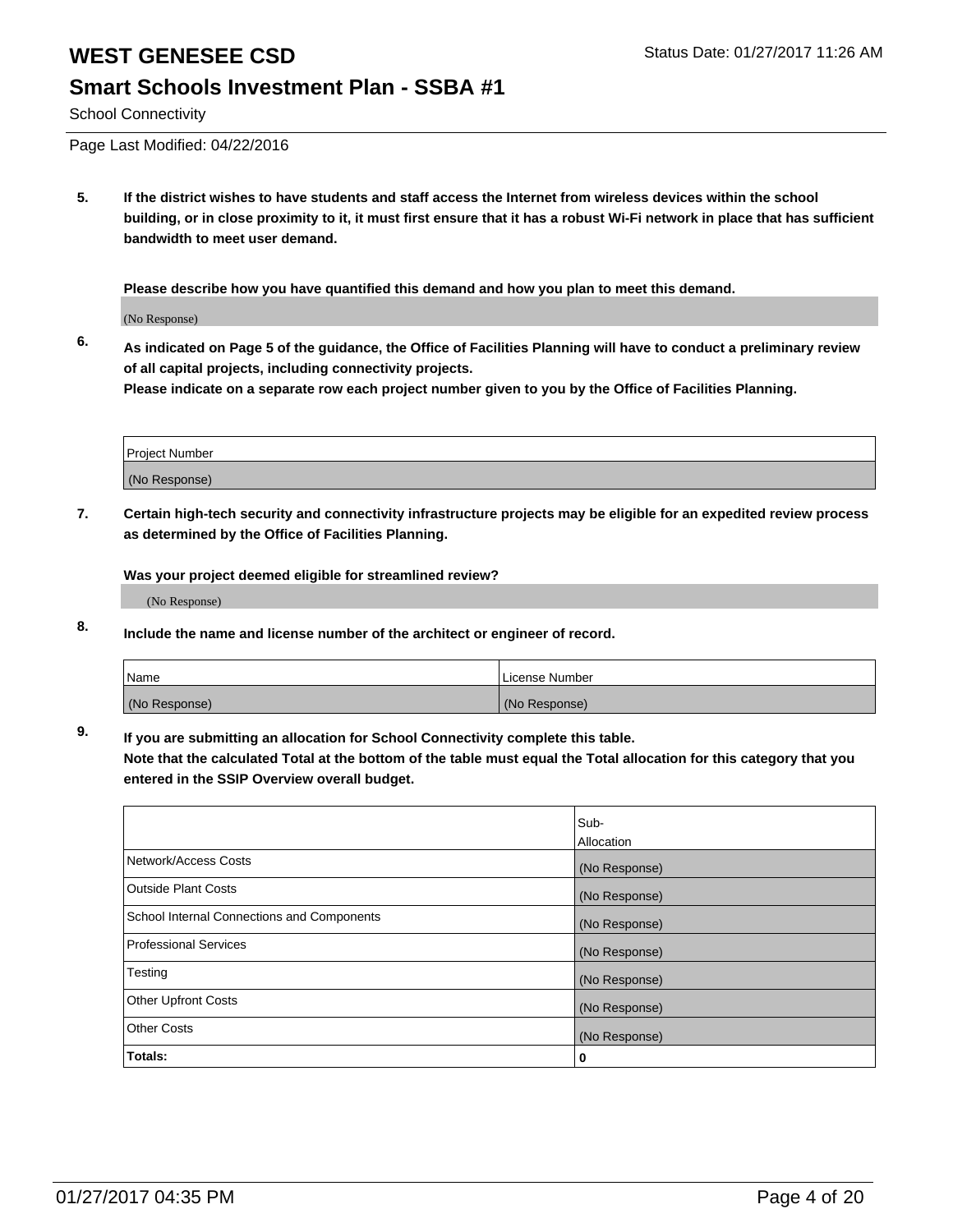# WEST GENESEE CSD

Status Date: 01/27/2017 11:26 AM

## Smart Schools Investment Plan - SSBA #1

School Connectivity

Page Last Modified: 04/22/2016

**5. If the district wishes to have students and staff access the Internet from wireless devices within the school building, or in close proximity to it, it must first ensure that it has a robust Wi-Fi network in place that has sufficient bandwidth to meet user demand.**

**Please describe how you have quantified this demand and how you plan to meet this demand.**

(No Response)

**6. As indicated on Page 5 of the guidance, the Office of Facilities Planning will have to conduct a preliminary review of all capital projects, including connectivity projects.**
**Please indicate on a separate row each project number given to you by the Office of Facilities Planning.**

| Project Number |
| --- |
| (No Response) |

**7. Certain high-tech security and connectivity infrastructure projects may be eligible for an expedited review process as determined by the Office of Facilities Planning.**

**Was your project deemed eligible for streamlined review?**

(No Response)

**8. Include the name and license number of the architect or engineer of record.**

| Name | License Number |
| --- | --- |
| (No Response) | (No Response) |

**9. If you are submitting an allocation for School Connectivity complete this table.**
**Note that the calculated Total at the bottom of the table must equal the Total allocation for this category that you entered in the SSIP Overview overall budget.**

| | Sub-Allocation |
| --- | --- |
| Network/Access Costs | (No Response) |
| Outside Plant Costs | (No Response) |
| School Internal Connections and Components | (No Response) |
| Professional Services | (No Response) |
| Testing | (No Response) |
| Other Upfront Costs | (No Response) |
| Other Costs | (No Response) |
| **Totals:** | **0** |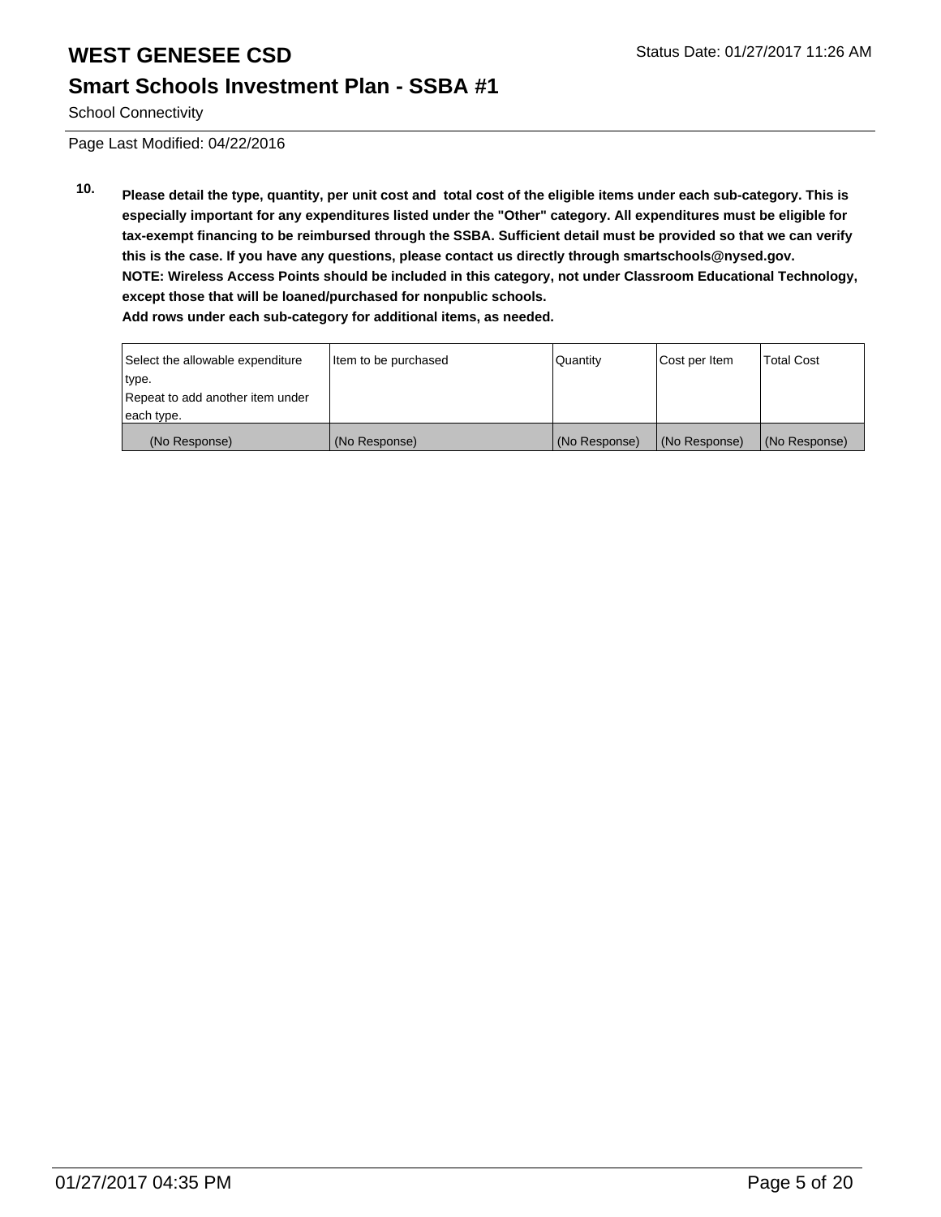# WEST GENESEE CSD

## Smart Schools Investment Plan - SSBA #1

School Connectivity

Page Last Modified: 04/22/2016

**10. Please detail the type, quantity, per unit cost and total cost of the eligible items under each sub-category. This is especially important for any expenditures listed under the "Other" category. All expenditures must be eligible for tax-exempt financing to be reimbursed through the SSBA. Sufficient detail must be provided so that we can verify this is the case. If you have any questions, please contact us directly through smartschools@nysed.gov. NOTE: Wireless Access Points should be included in this category, not under Classroom Educational Technology, except those that will be loaned/purchased for nonpublic schools. Add rows under each sub-category for additional items, as needed.**

| Select the allowable expenditure type. Repeat to add another item under each type. | Item to be purchased | Quantity | Cost per Item | Total Cost |
|---|---|---|---|---|
| (No Response) | (No Response) | (No Response) | (No Response) | (No Response) |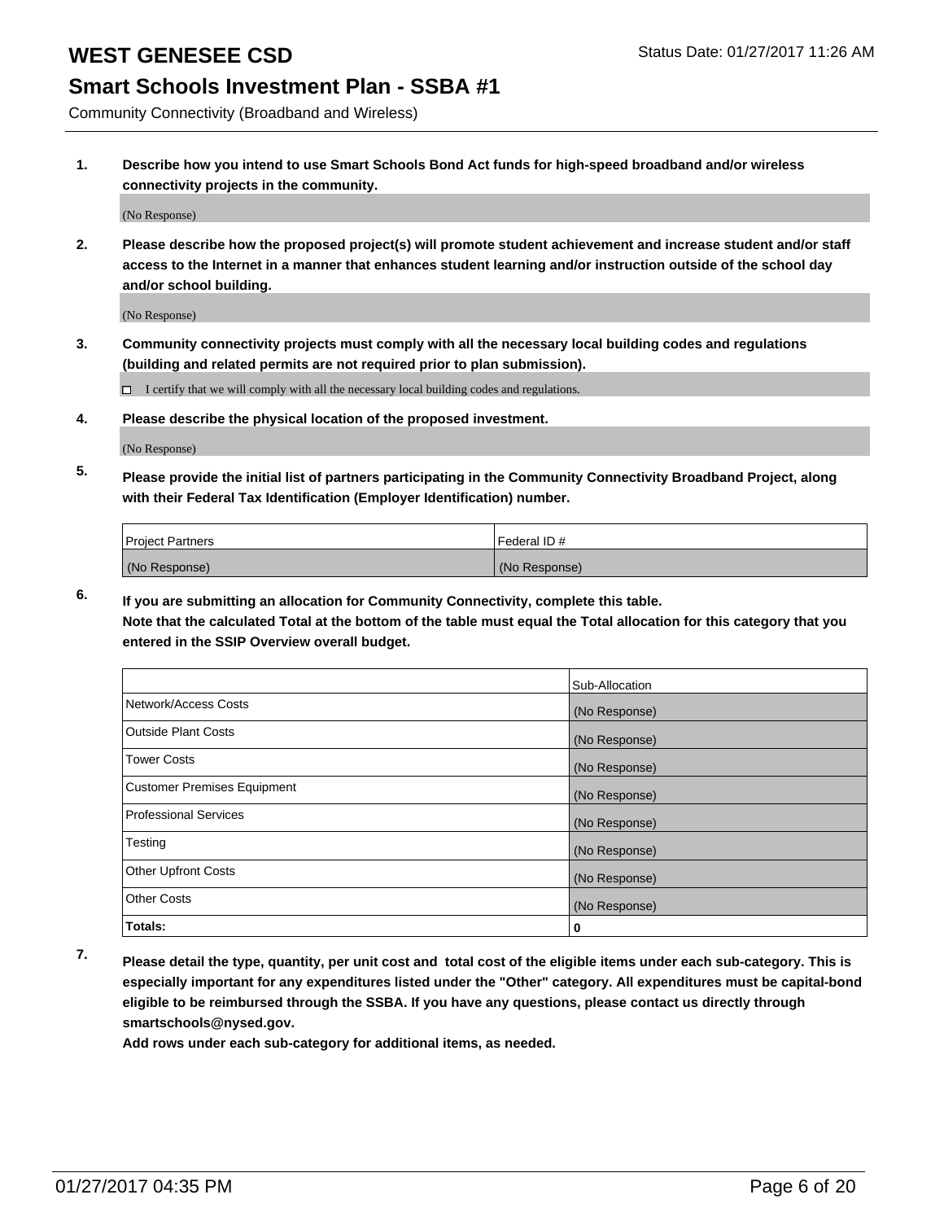# WEST GENESEE CSD

Status Date: 01/27/2017 11:26 AM

## Smart Schools Investment Plan - SSBA #1

Community Connectivity (Broadband and Wireless)

**1. Describe how you intend to use Smart Schools Bond Act funds for high-speed broadband and/or wireless connectivity projects in the community.**

(No Response)

**2. Please describe how the proposed project(s) will promote student achievement and increase student and/or staff access to the Internet in a manner that enhances student learning and/or instruction outside of the school day and/or school building.**

(No Response)

**3. Community connectivity projects must comply with all the necessary local building codes and regulations (building and related permits are not required prior to plan submission).**

☐ I certify that we will comply with all the necessary local building codes and regulations.

**4. Please describe the physical location of the proposed investment.**

(No Response)

**5. Please provide the initial list of partners participating in the Community Connectivity Broadband Project, along with their Federal Tax Identification (Employer Identification) number.**

| Project Partners | Federal ID # |
|---|---|
| (No Response) | (No Response) |

**6. If you are submitting an allocation for Community Connectivity, complete this table.**
**Note that the calculated Total at the bottom of the table must equal the Total allocation for this category that you entered in the SSIP Overview overall budget.**

| | Sub-Allocation |
|---|---|
| Network/Access Costs | (No Response) |
| Outside Plant Costs | (No Response) |
| Tower Costs | (No Response) |
| Customer Premises Equipment | (No Response) |
| Professional Services | (No Response) |
| Testing | (No Response) |
| Other Upfront Costs | (No Response) |
| Other Costs | (No Response) |
| **Totals:** | **0** |

**7. Please detail the type, quantity, per unit cost and total cost of the eligible items under each sub-category. This is especially important for any expenditures listed under the "Other" category. All expenditures must be capital-bond eligible to be reimbursed through the SSBA. If you have any questions, please contact us directly through smartschools@nysed.gov.**
**Add rows under each sub-category for additional items, as needed.**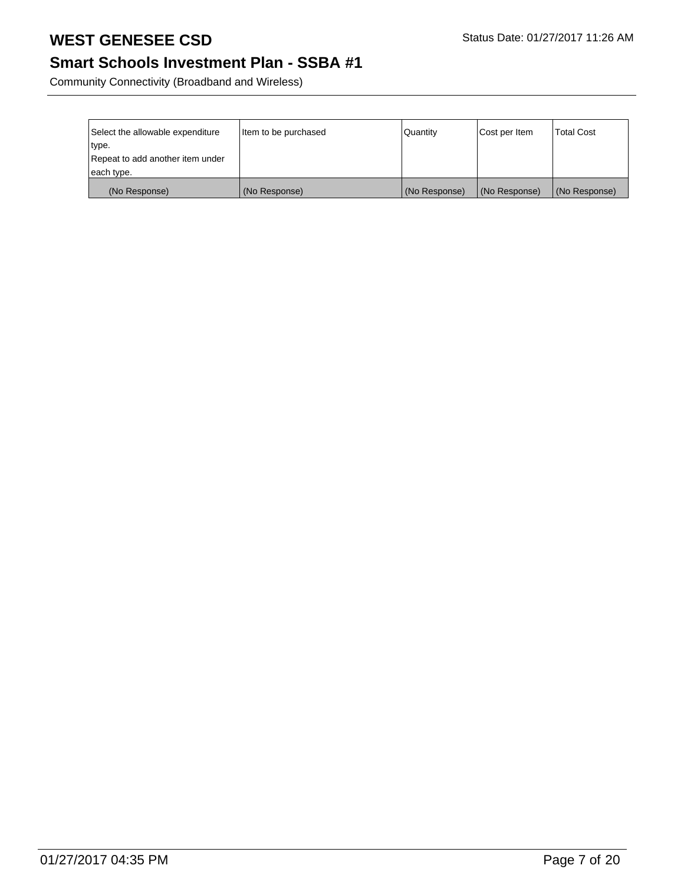# WEST GENESEE CSD

Status Date: 01/27/2017 11:26 AM

## Smart Schools Investment Plan - SSBA #1

Community Connectivity (Broadband and Wireless)

| Select the allowable expenditure type. Repeat to add another item under each type. | Item to be purchased | Quantity | Cost per Item | Total Cost |
|---|---|---|---|---|
| (No Response) | (No Response) | (No Response) | (No Response) | (No Response) |

01/27/2017 04:35 PM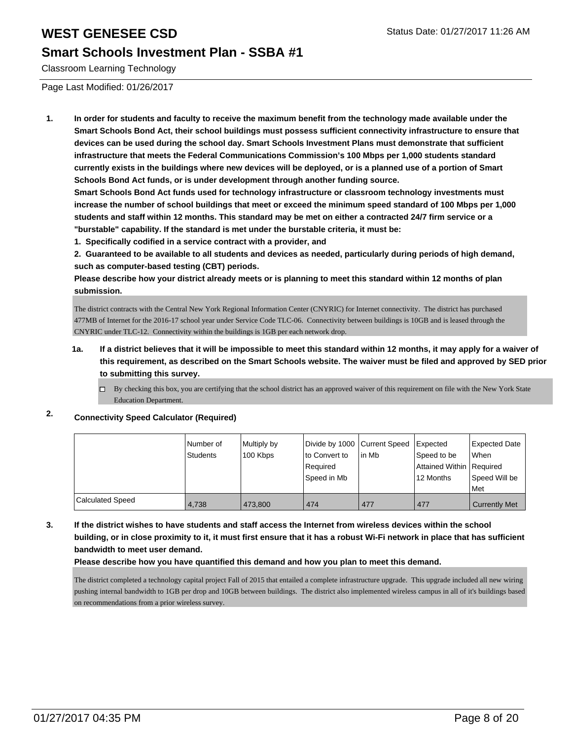# WEST GENESEE CSD

## Smart Schools Investment Plan - SSBA #1

Classroom Learning Technology

Page Last Modified: 01/26/2017

1. **In order for students and faculty to receive the maximum benefit from the technology made available under the Smart Schools Bond Act, their school buildings must possess sufficient connectivity infrastructure to ensure that devices can be used during the school day. Smart Schools Investment Plans must demonstrate that sufficient infrastructure that meets the Federal Communications Commission's 100 Mbps per 1,000 students standard currently exists in the buildings where new devices will be deployed, or is a planned use of a portion of Smart Schools Bond Act funds, or is under development through another funding source.**

   **Smart Schools Bond Act funds used for technology infrastructure or classroom technology investments must increase the number of school buildings that meet or exceed the minimum speed standard of 100 Mbps per 1,000 students and staff within 12 months. This standard may be met on either a contracted 24/7 firm service or a "burstable" capability. If the standard is met under the burstable criteria, it must be:**

   **1. Specifically codified in a service contract with a provider, and**

   **2. Guaranteed to be available to all students and devices as needed, particularly during periods of high demand, such as computer-based testing (CBT) periods.**

   **Please describe how your district already meets or is planning to meet this standard within 12 months of plan submission.**

   The district contracts with the Central New York Regional Information Center (CNYRIC) for Internet connectivity. The district has purchased 477MB of Internet for the 2016-17 school year under Service Code TLC-06. Connectivity between buildings is 10GB and is leased through the CNYRIC under TLC-12. Connectivity within the buildings is 1GB per each network drop.

   1a. **If a district believes that it will be impossible to meet this standard within 12 months, it may apply for a waiver of this requirement, as described on the Smart Schools website. The waiver must be filed and approved by SED prior to submitting this survey.**

   ☐ By checking this box, you are certifying that the school district has an approved waiver of this requirement on file with the New York State Education Department.

2. **Connectivity Speed Calculator (Required)**

| | Number of Students | Multiply by 100 Kbps | Divide by 1000 to Convert to Required Speed in Mb | Current Speed in Mb | Expected Speed to be Attained Within 12 Months | Expected Date When Required Speed Will be Met |
|---|---|---|---|---|---|---|
| Calculated Speed | 4,738 | 473,800 | 474 | 477 | 477 | Currently Met |

3. **If the district wishes to have students and staff access the Internet from wireless devices within the school building, or in close proximity to it, it must first ensure that it has a robust Wi-Fi network in place that has sufficient bandwidth to meet user demand.**

   **Please describe how you have quantified this demand and how you plan to meet this demand.**

   The district completed a technology capital project Fall of 2015 that entailed a complete infrastructure upgrade. This upgrade included all new wiring pushing internal bandwidth to 1GB per drop and 10GB between buildings. The district also implemented wireless campus in all of it's buildings based on recommendations from a prior wireless survey.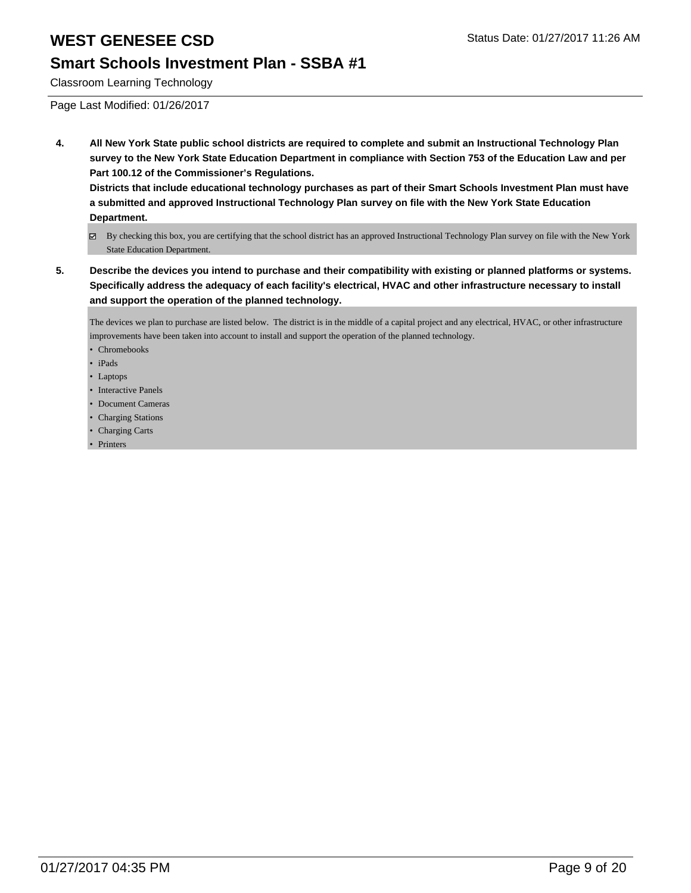# WEST GENESEE CSD

## Smart Schools Investment Plan - SSBA #1

Classroom Learning Technology

Page Last Modified: 01/26/2017

**4. All New York State public school districts are required to complete and submit an Instructional Technology Plan survey to the New York State Education Department in compliance with Section 753 of the Education Law and per Part 100.12 of the Commissioner's Regulations.**

**Districts that include educational technology purchases as part of their Smart Schools Investment Plan must have a submitted and approved Instructional Technology Plan survey on file with the New York State Education Department.**

☑ By checking this box, you are certifying that the school district has an approved Instructional Technology Plan survey on file with the New York State Education Department.

**5. Describe the devices you intend to purchase and their compatibility with existing or planned platforms or systems. Specifically address the adequacy of each facility's electrical, HVAC and other infrastructure necessary to install and support the operation of the planned technology.**

The devices we plan to purchase are listed below. The district is in the middle of a capital project and any electrical, HVAC, or other infrastructure improvements have been taken into account to install and support the operation of the planned technology.

- Chromebooks
- iPads
- Laptops
- Interactive Panels
- Document Cameras
- Charging Stations
- Charging Carts
- Printers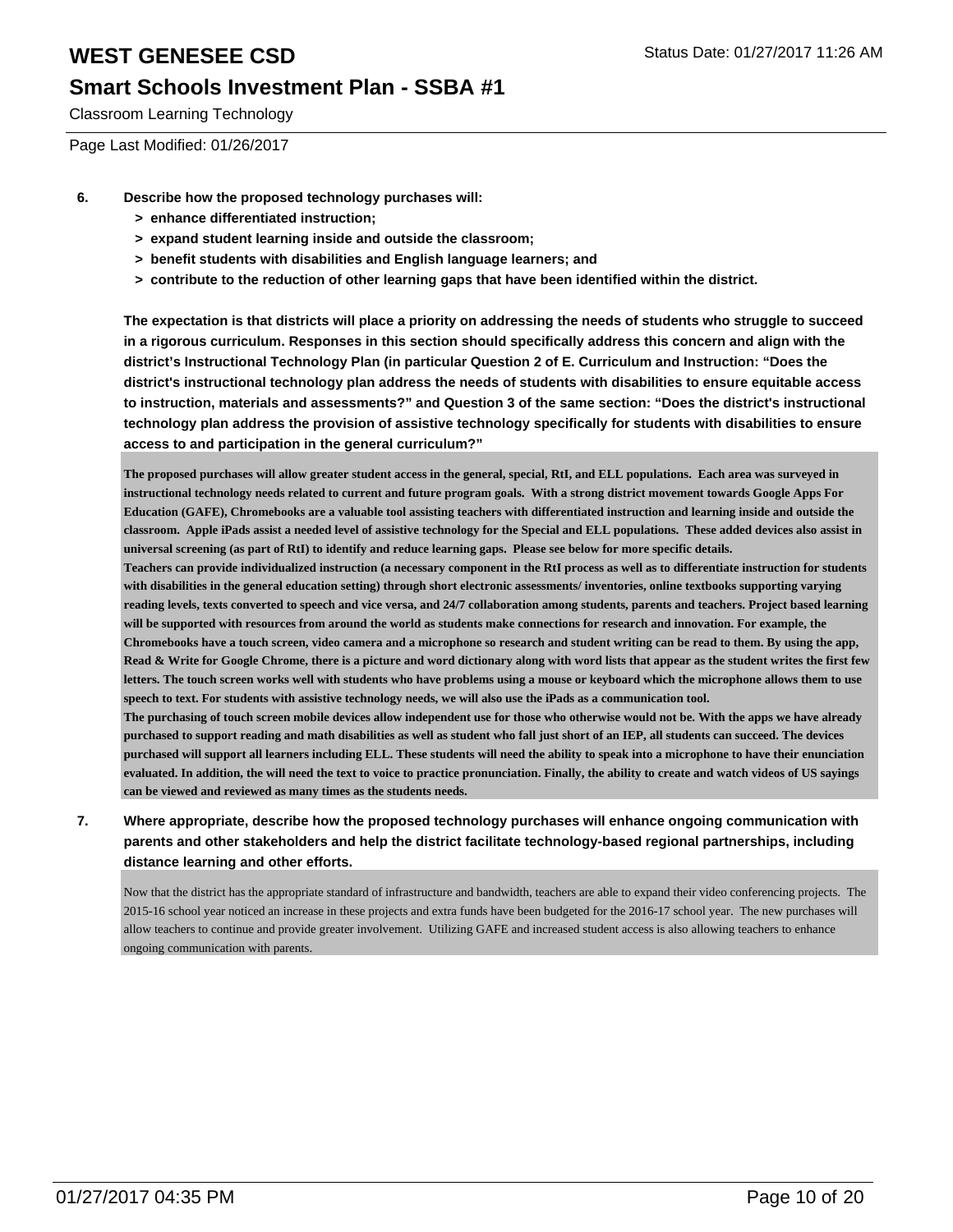**6. Describe how the proposed technology purchases will:**

- **> enhance differentiated instruction;**
- **> expand student learning inside and outside the classroom;**
- **> benefit students with disabilities and English language learners; and**
- **> contribute to the reduction of other learning gaps that have been identified within the district.**

**The expectation is that districts will place a priority on addressing the needs of students who struggle to succeed in a rigorous curriculum. Responses in this section should specifically address this concern and align with the district's Instructional Technology Plan (in particular Question 2 of E. Curriculum and Instruction: "Does the district's instructional technology plan address the needs of students with disabilities to ensure equitable access to instruction, materials and assessments?" and Question 3 of the same section: "Does the district's instructional technology plan address the provision of assistive technology specifically for students with disabilities to ensure access to and participation in the general curriculum?"**

The proposed purchases will allow greater student access in the general, special, RtI, and ELL populations. Each area was surveyed in instructional technology needs related to current and future program goals. With a strong district movement towards Google Apps For Education (GAFE), Chromebooks are a valuable tool assisting teachers with differentiated instruction and learning inside and outside the classroom. Apple iPads assist a needed level of assistive technology for the Special and ELL populations. These added devices also assist in universal screening (as part of RtI) to identify and reduce learning gaps. Please see below for more specific details.

Teachers can provide individualized instruction (a necessary component in the RtI process as well as to differentiate instruction for students with disabilities in the general education setting) through short electronic assessments/ inventories, online textbooks supporting varying reading levels, texts converted to speech and vice versa, and 24/7 collaboration among students, parents and teachers. Project based learning will be supported with resources from around the world as students make connections for research and innovation. For example, the Chromebooks have a touch screen, video camera and a microphone so research and student writing can be read to them. By using the app, Read & Write for Google Chrome, there is a picture and word dictionary along with word lists that appear as the student writes the first few letters. The touch screen works well with students who have problems using a mouse or keyboard which the microphone allows them to use speech to text. For students with assistive technology needs, we will also use the iPads as a communication tool.

The purchasing of touch screen mobile devices allow independent use for those who otherwise would not be. With the apps we have already purchased to support reading and math disabilities as well as student who fall just short of an IEP, all students can succeed. The devices purchased will support all learners including ELL. These students will need the ability to speak into a microphone to have their enunciation evaluated. In addition, the will need the text to voice to practice pronunciation. Finally, the ability to create and watch videos of US sayings can be viewed and reviewed as many times as the students needs.

**7. Where appropriate, describe how the proposed technology purchases will enhance ongoing communication with parents and other stakeholders and help the district facilitate technology-based regional partnerships, including distance learning and other efforts.**

Now that the district has the appropriate standard of infrastructure and bandwidth, teachers are able to expand their video conferencing projects. The 2015-16 school year noticed an increase in these projects and extra funds have been budgeted for the 2016-17 school year. The new purchases will allow teachers to continue and provide greater involvement. Utilizing GAFE and increased student access is also allowing teachers to enhance ongoing communication with parents.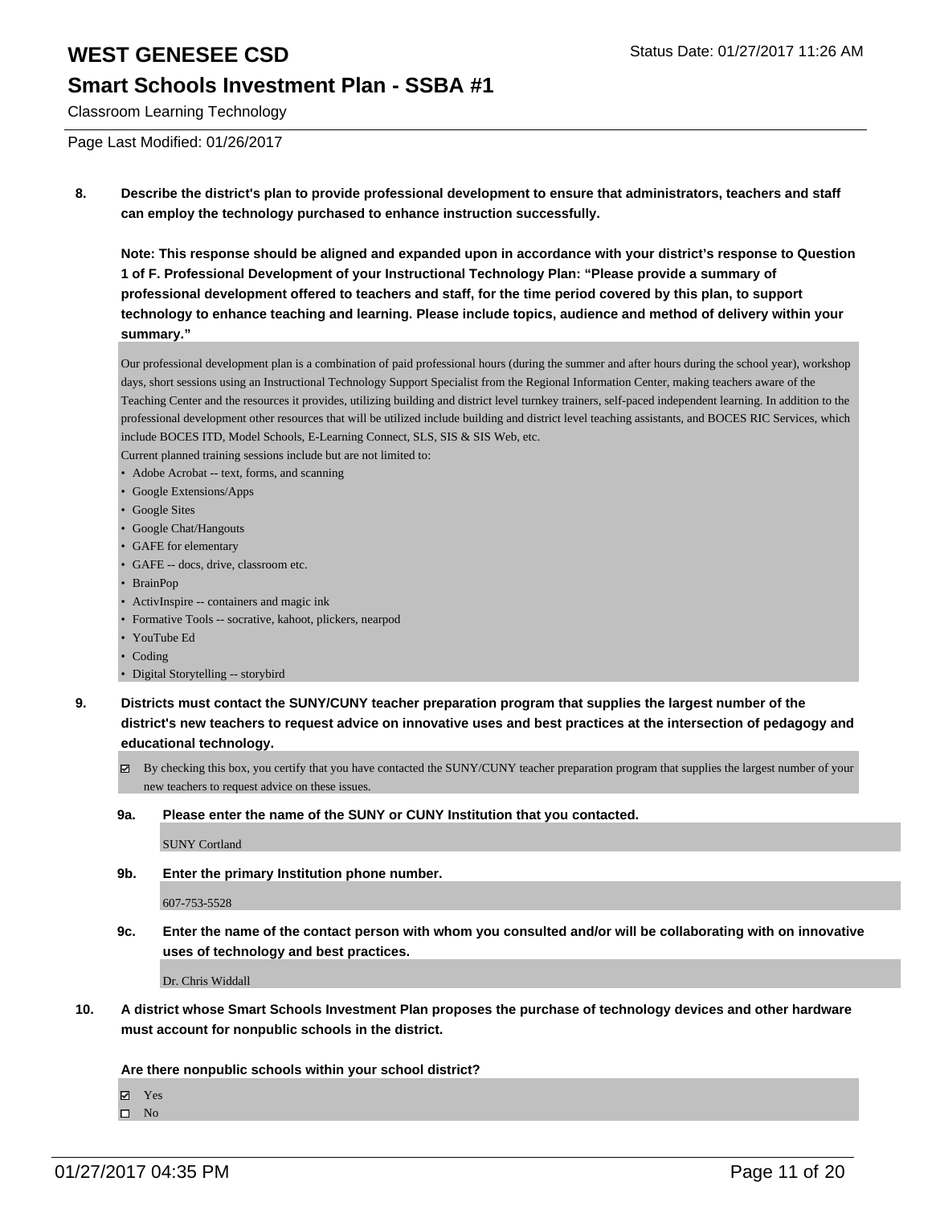**8. Describe the district's plan to provide professional development to ensure that administrators, teachers and staff can employ the technology purchased to enhance instruction successfully.**

**Note: This response should be aligned and expanded upon in accordance with your district's response to Question 1 of F. Professional Development of your Instructional Technology Plan: "Please provide a summary of professional development offered to teachers and staff, for the time period covered by this plan, to support technology to enhance teaching and learning. Please include topics, audience and method of delivery within your summary."**

Our professional development plan is a combination of paid professional hours (during the summer and after hours during the school year), workshop days, short sessions using an Instructional Technology Support Specialist from the Regional Information Center, making teachers aware of the Teaching Center and the resources it provides, utilizing building and district level turnkey trainers, self-paced independent learning. In addition to the professional development other resources that will be utilized include building and district level teaching assistants, and BOCES RIC Services, which include BOCES ITD, Model Schools, E-Learning Connect, SLS, SIS & SIS Web, etc.

Current planned training sessions include but are not limited to:

- Adobe Acrobat -- text, forms, and scanning
- Google Extensions/Apps
- Google Sites
- Google Chat/Hangouts
- GAFE for elementary
- GAFE -- docs, drive, classroom etc.
- BrainPop
- ActivInspire -- containers and magic ink
- Formative Tools -- socrative, kahoot, plickers, nearpod
- YouTube Ed
- Coding
- Digital Storytelling -- storybird

**9. Districts must contact the SUNY/CUNY teacher preparation program that supplies the largest number of the district's new teachers to request advice on innovative uses and best practices at the intersection of pedagogy and educational technology.**

☑ By checking this box, you certify that you have contacted the SUNY/CUNY teacher preparation program that supplies the largest number of your new teachers to request advice on these issues.

**9a. Please enter the name of the SUNY or CUNY Institution that you contacted.**

SUNY Cortland

**9b. Enter the primary Institution phone number.**

607-753-5528

**9c. Enter the name of the contact person with whom you consulted and/or will be collaborating with on innovative uses of technology and best practices.**

Dr. Chris Widdall

**10. A district whose Smart Schools Investment Plan proposes the purchase of technology devices and other hardware must account for nonpublic schools in the district.**

**Are there nonpublic schools within your school district?**

☑ Yes

☐ No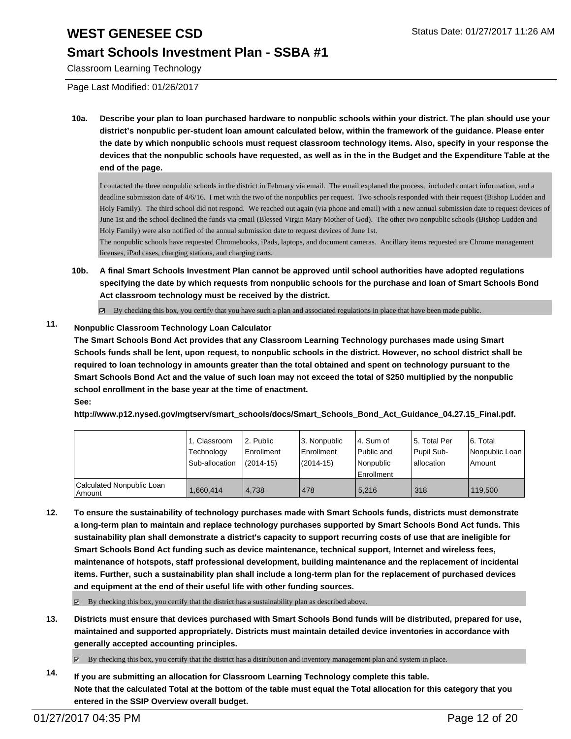**10a. Describe your plan to loan purchased hardware to nonpublic schools within your district. The plan should use your district's nonpublic per-student loan amount calculated below, within the framework of the guidance. Please enter the date by which nonpublic schools must request classroom technology items. Also, specify in your response the devices that the nonpublic schools have requested, as well as in the in the Budget and the Expenditure Table at the end of the page.**

I contacted the three nonpublic schools in the district in February via email. The email explaned the process, included contact information, and a deadline submission date of 4/6/16. I met with the two of the nonpublics per request. Two schools responded with their request (Bishop Ludden and Holy Family). The third school did not respond. We reached out again (via phone and email) with a new annual submission date to request devices of June 1st and the school declined the funds via email (Blessed Virgin Mary Mother of God). The other two nonpublic schools (Bishop Ludden and Holy Family) were also notified of the annual submission date to request devices of June 1st.
The nonpublic schools have requested Chromebooks, iPads, laptops, and document cameras. Ancillary items requested are Chrome management licenses, iPad cases, charging stations, and charging carts.

**10b. A final Smart Schools Investment Plan cannot be approved until school authorities have adopted regulations specifying the date by which requests from nonpublic schools for the purchase and loan of Smart Schools Bond Act classroom technology must be received by the district.**

☑ By checking this box, you certify that you have such a plan and associated regulations in place that have been made public.

**11. Nonpublic Classroom Technology Loan Calculator**

**The Smart Schools Bond Act provides that any Classroom Learning Technology purchases made using Smart Schools funds shall be lent, upon request, to nonpublic schools in the district. However, no school district shall be required to loan technology in amounts greater than the total obtained and spent on technology pursuant to the Smart Schools Bond Act and the value of such loan may not exceed the total of $250 multiplied by the nonpublic school enrollment in the base year at the time of enactment.**

**See:**

**http://www.p12.nysed.gov/mgtserv/smart_schools/docs/Smart_Schools_Bond_Act_Guidance_04.27.15_Final.pdf.**

| | 1. Classroom Technology Sub-allocation | 2. Public Enrollment (2014-15) | 3. Nonpublic Enrollment (2014-15) | 4. Sum of Public and Nonpublic Enrollment | 5. Total Per Pupil Sub-allocation | 6. Total Nonpublic Loan Amount |
|---|---|---|---|---|---|---|
| Calculated Nonpublic Loan Amount | 1,660,414 | 4,738 | 478 | 5,216 | 318 | 119,500 |

**12. To ensure the sustainability of technology purchases made with Smart Schools funds, districts must demonstrate a long-term plan to maintain and replace technology purchases supported by Smart Schools Bond Act funds. This sustainability plan shall demonstrate a district's capacity to support recurring costs of use that are ineligible for Smart Schools Bond Act funding such as device maintenance, technical support, Internet and wireless fees, maintenance of hotspots, staff professional development, building maintenance and the replacement of incidental items. Further, such a sustainability plan shall include a long-term plan for the replacement of purchased devices and equipment at the end of their useful life with other funding sources.**

☑ By checking this box, you certify that the district has a sustainability plan as described above.

**13. Districts must ensure that devices purchased with Smart Schools Bond funds will be distributed, prepared for use, maintained and supported appropriately. Districts must maintain detailed device inventories in accordance with generally accepted accounting principles.**

☑ By checking this box, you certify that the district has a distribution and inventory management plan and system in place.

**14. If you are submitting an allocation for Classroom Learning Technology complete this table. Note that the calculated Total at the bottom of the table must equal the Total allocation for this category that you entered in the SSIP Overview overall budget.**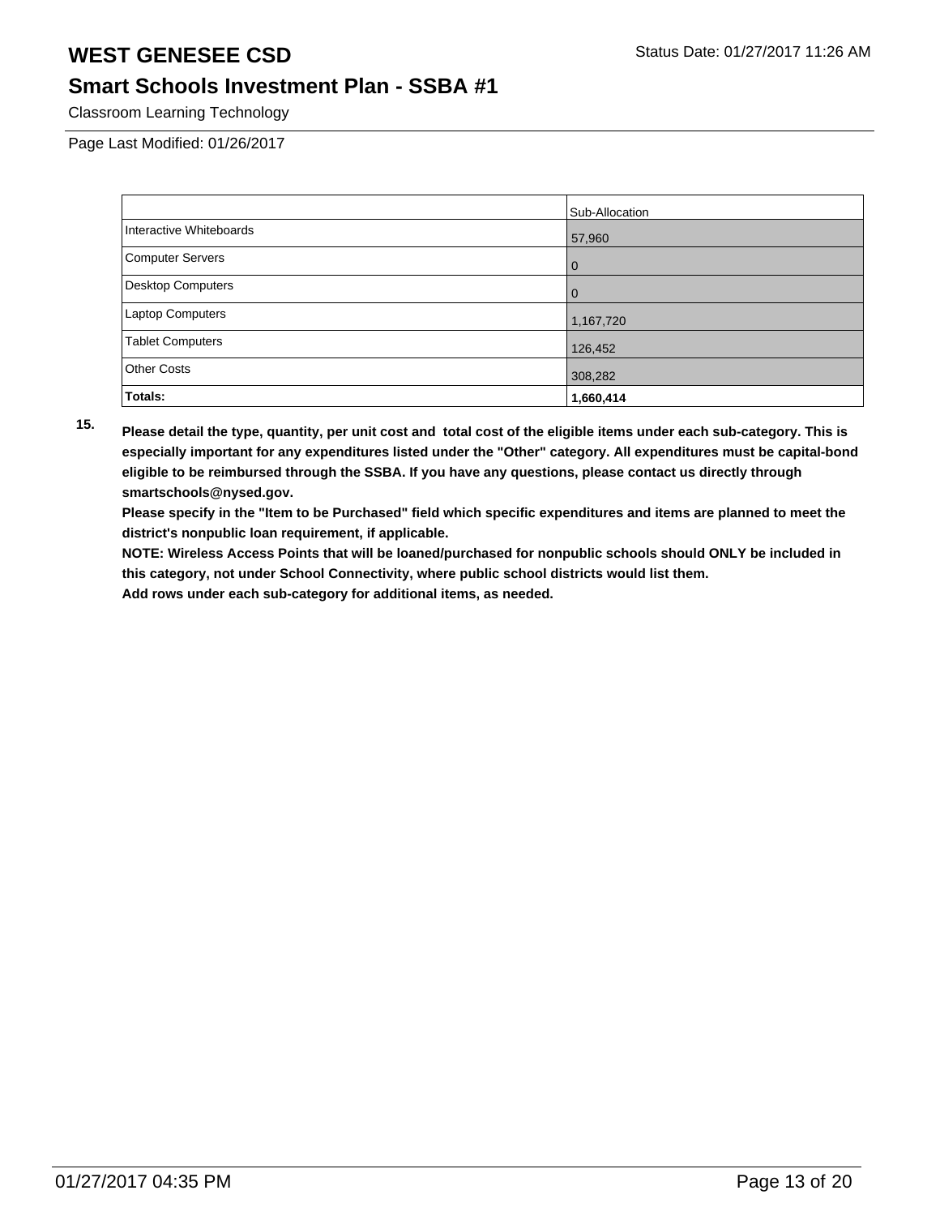# WEST GENESEE CSD

## Smart Schools Investment Plan - SSBA #1

Classroom Learning Technology

Page Last Modified: 01/26/2017

| | Sub-Allocation |
|---|---|
| Interactive Whiteboards | 57,960 |
| Computer Servers | 0 |
| Desktop Computers | 0 |
| Laptop Computers | 1,167,720 |
| Tablet Computers | 126,452 |
| Other Costs | 308,282 |
| **Totals:** | **1,660,414** |

**15. Please detail the type, quantity, per unit cost and total cost of the eligible items under each sub-category. This is especially important for any expenditures listed under the "Other" category. All expenditures must be capital-bond eligible to be reimbursed through the SSBA. If you have any questions, please contact us directly through smartschools@nysed.gov.**

**Please specify in the "Item to be Purchased" field which specific expenditures and items are planned to meet the district's nonpublic loan requirement, if applicable.**

**NOTE: Wireless Access Points that will be loaned/purchased for nonpublic schools should ONLY be included in this category, not under School Connectivity, where public school districts would list them.**

**Add rows under each sub-category for additional items, as needed.**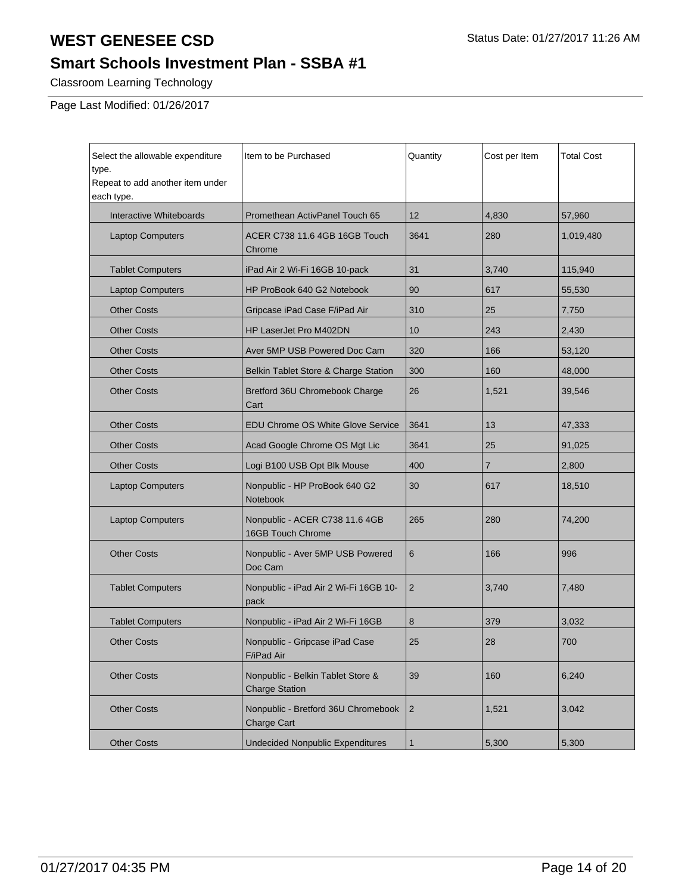# WEST GENESEE CSD

Status Date: 01/27/2017 11:26 AM

## Smart Schools Investment Plan - SSBA #1

Classroom Learning Technology

Page Last Modified: 01/26/2017

| Select the allowable expenditure type. Repeat to add another item under each type. | Item to be Purchased | Quantity | Cost per Item | Total Cost |
|---|---|---|---|---|
| Interactive Whiteboards | Promethean ActivPanel Touch 65 | 12 | 4,830 | 57,960 |
| Laptop Computers | ACER C738 11.6 4GB 16GB Touch Chrome | 3641 | 280 | 1,019,480 |
| Tablet Computers | iPad Air 2 Wi-Fi 16GB 10-pack | 31 | 3,740 | 115,940 |
| Laptop Computers | HP ProBook 640 G2 Notebook | 90 | 617 | 55,530 |
| Other Costs | Gripcase iPad Case F/iPad Air | 310 | 25 | 7,750 |
| Other Costs | HP LaserJet Pro M402DN | 10 | 243 | 2,430 |
| Other Costs | Aver 5MP USB Powered Doc Cam | 320 | 166 | 53,120 |
| Other Costs | Belkin Tablet Store & Charge Station | 300 | 160 | 48,000 |
| Other Costs | Bretford 36U Chromebook Charge Cart | 26 | 1,521 | 39,546 |
| Other Costs | EDU Chrome OS White Glove Service | 3641 | 13 | 47,333 |
| Other Costs | Acad Google Chrome OS Mgt Lic | 3641 | 25 | 91,025 |
| Other Costs | Logi B100 USB Opt Blk Mouse | 400 | 7 | 2,800 |
| Laptop Computers | Nonpublic - HP ProBook 640 G2 Notebook | 30 | 617 | 18,510 |
| Laptop Computers | Nonpublic - ACER C738 11.6 4GB 16GB Touch Chrome | 265 | 280 | 74,200 |
| Other Costs | Nonpublic - Aver 5MP USB Powered Doc Cam | 6 | 166 | 996 |
| Tablet Computers | Nonpublic - iPad Air 2 Wi-Fi 16GB 10-pack | 2 | 3,740 | 7,480 |
| Tablet Computers | Nonpublic - iPad Air 2 Wi-Fi 16GB | 8 | 379 | 3,032 |
| Other Costs | Nonpublic - Gripcase iPad Case F/iPad Air | 25 | 28 | 700 |
| Other Costs | Nonpublic - Belkin Tablet Store & Charge Station | 39 | 160 | 6,240 |
| Other Costs | Nonpublic - Bretford 36U Chromebook Charge Cart | 2 | 1,521 | 3,042 |
| Other Costs | Undecided Nonpublic Expenditures | 1 | 5,300 | 5,300 |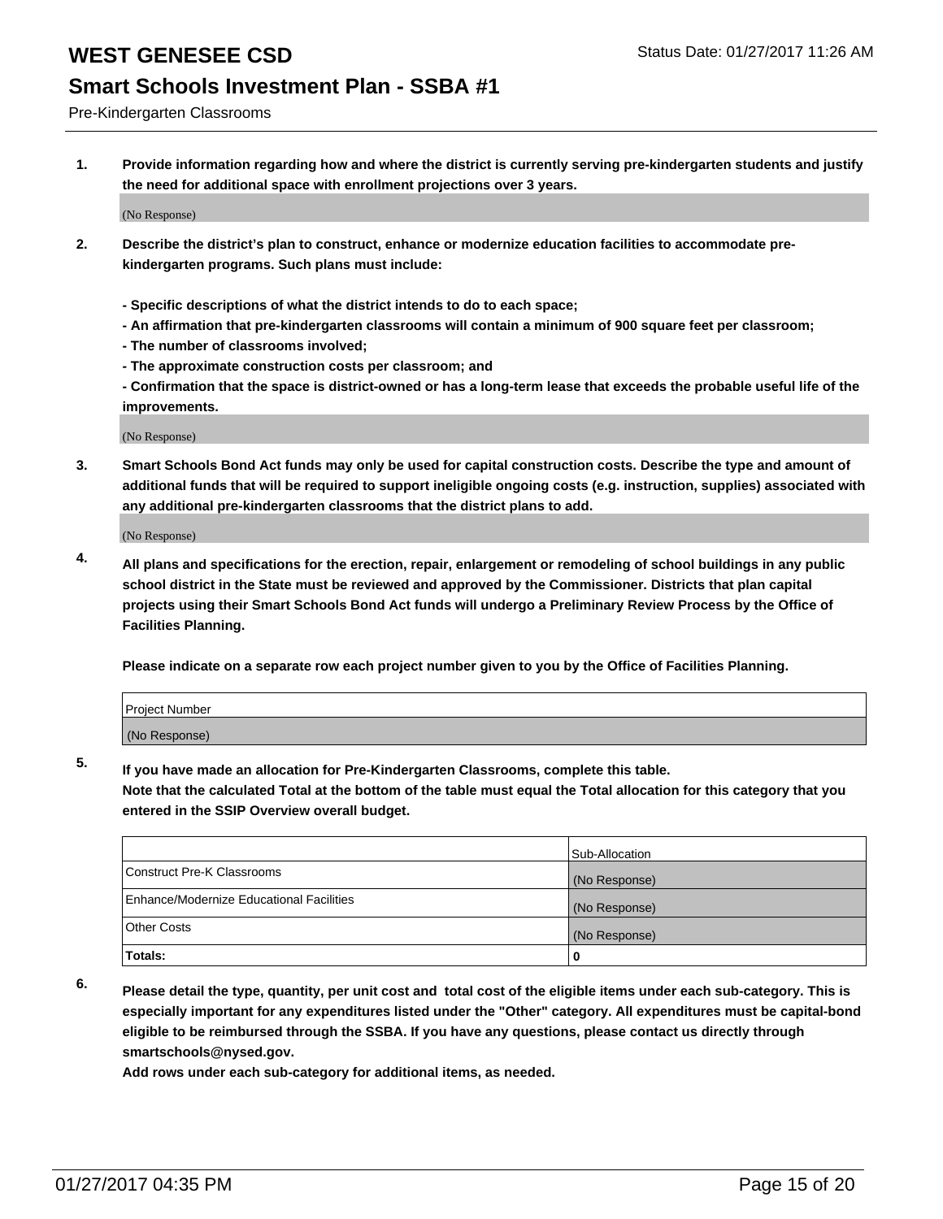# WEST GENESEE CSD

Status Date: 01/27/2017 11:26 AM

## Smart Schools Investment Plan - SSBA #1

Pre-Kindergarten Classrooms

**1. Provide information regarding how and where the district is currently serving pre-kindergarten students and justify the need for additional space with enrollment projections over 3 years.**

(No Response)

**2. Describe the district's plan to construct, enhance or modernize education facilities to accommodate pre-kindergarten programs. Such plans must include:**

**- Specific descriptions of what the district intends to do to each space;**
**- An affirmation that pre-kindergarten classrooms will contain a minimum of 900 square feet per classroom;**
**- The number of classrooms involved;**
**- The approximate construction costs per classroom; and**
**- Confirmation that the space is district-owned or has a long-term lease that exceeds the probable useful life of the improvements.**

(No Response)

**3. Smart Schools Bond Act funds may only be used for capital construction costs. Describe the type and amount of additional funds that will be required to support ineligible ongoing costs (e.g. instruction, supplies) associated with any additional pre-kindergarten classrooms that the district plans to add.**

(No Response)

**4. All plans and specifications for the erection, repair, enlargement or remodeling of school buildings in any public school district in the State must be reviewed and approved by the Commissioner. Districts that plan capital projects using their Smart Schools Bond Act funds will undergo a Preliminary Review Process by the Office of Facilities Planning.**

**Please indicate on a separate row each project number given to you by the Office of Facilities Planning.**

| Project Number |
| --- |
| (No Response) |

**5. If you have made an allocation for Pre-Kindergarten Classrooms, complete this table.**
**Note that the calculated Total at the bottom of the table must equal the Total allocation for this category that you entered in the SSIP Overview overall budget.**

| | Sub-Allocation |
| --- | --- |
| Construct Pre-K Classrooms | (No Response) |
| Enhance/Modernize Educational Facilities | (No Response) |
| Other Costs | (No Response) |
| **Totals:** | **0** |

**6. Please detail the type, quantity, per unit cost and total cost of the eligible items under each sub-category. This is especially important for any expenditures listed under the "Other" category. All expenditures must be capital-bond eligible to be reimbursed through the SSBA. If you have any questions, please contact us directly through smartschools@nysed.gov.**

**Add rows under each sub-category for additional items, as needed.**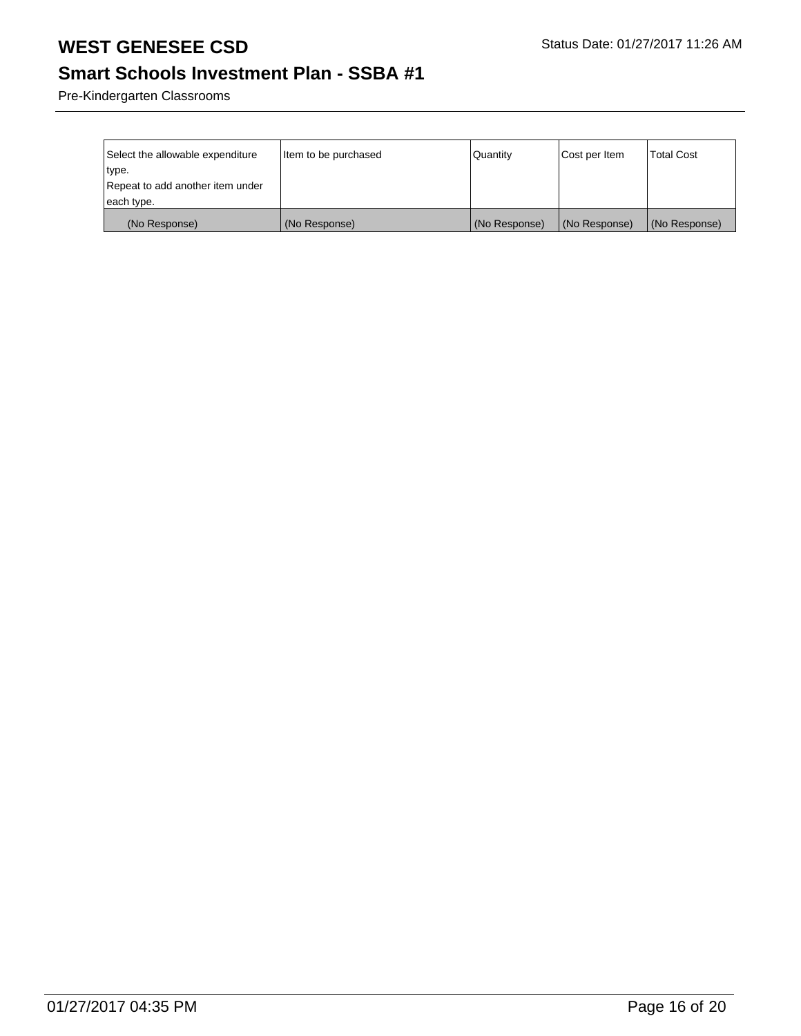# WEST GENESEE CSD

## Smart Schools Investment Plan - SSBA #1

Pre-Kindergarten Classrooms

| Select the allowable expenditure type. Repeat to add another item under each type. | Item to be purchased | Quantity | Cost per Item | Total Cost |
| --- | --- | --- | --- | --- |
| (No Response) | (No Response) | (No Response) | (No Response) | (No Response) |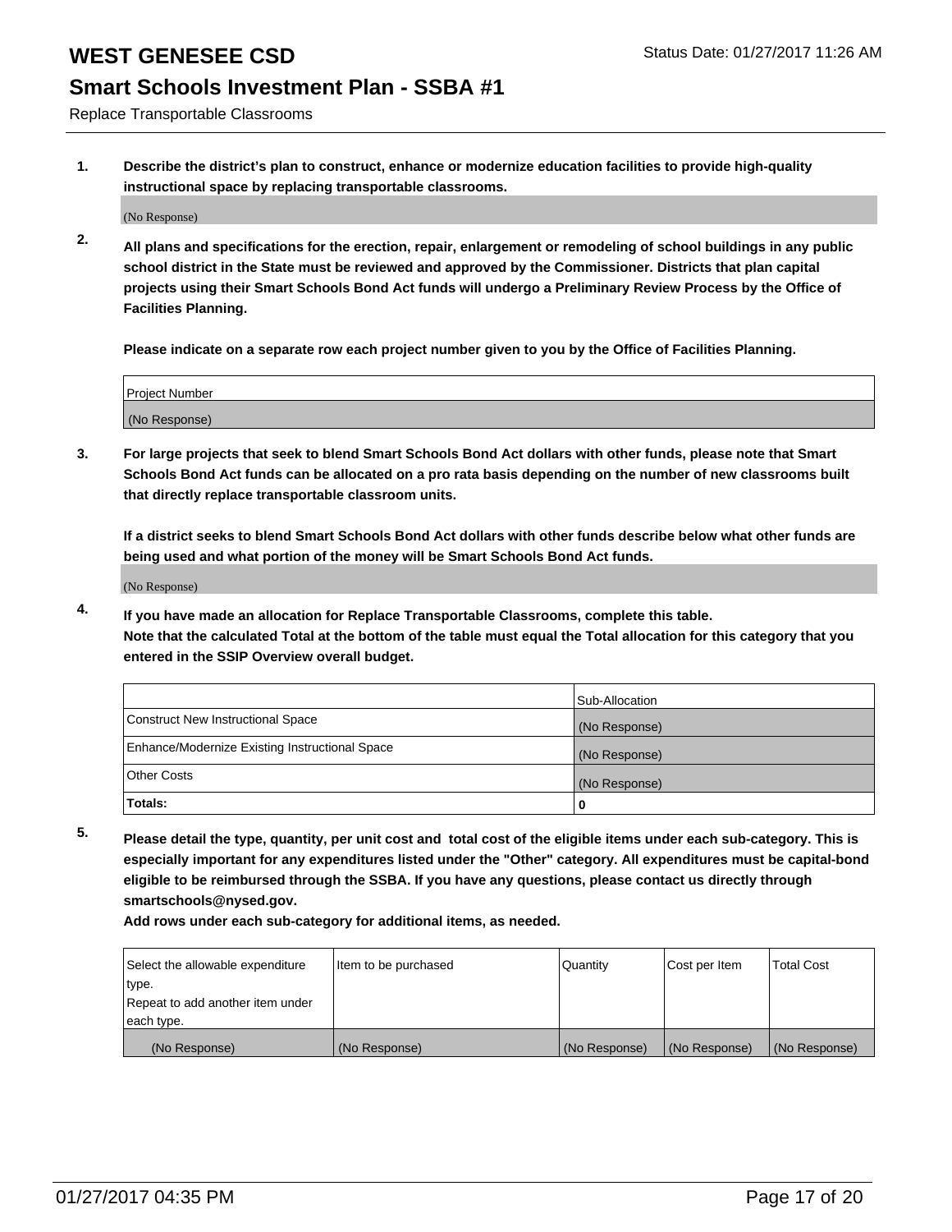# WEST GENESEE CSD

## Smart Schools Investment Plan - SSBA #1

Status Date: 01/27/2017 11:26 AM

Replace Transportable Classrooms

**1. Describe the district's plan to construct, enhance or modernize education facilities to provide high-quality instructional space by replacing transportable classrooms.**

(No Response)

**2. All plans and specifications for the erection, repair, enlargement or remodeling of school buildings in any public school district in the State must be reviewed and approved by the Commissioner. Districts that plan capital projects using their Smart Schools Bond Act funds will undergo a Preliminary Review Process by the Office of Facilities Planning.**

**Please indicate on a separate row each project number given to you by the Office of Facilities Planning.**

| Project Number |
| --- |
| (No Response) |

**3. For large projects that seek to blend Smart Schools Bond Act dollars with other funds, please note that Smart Schools Bond Act funds can be allocated on a pro rata basis depending on the number of new classrooms built that directly replace transportable classroom units.**

**If a district seeks to blend Smart Schools Bond Act dollars with other funds describe below what other funds are being used and what portion of the money will be Smart Schools Bond Act funds.**

(No Response)

**4. If you have made an allocation for Replace Transportable Classrooms, complete this table.**
**Note that the calculated Total at the bottom of the table must equal the Total allocation for this category that you entered in the SSIP Overview overall budget.**

| | Sub-Allocation |
| --- | --- |
| Construct New Instructional Space | (No Response) |
| Enhance/Modernize Existing Instructional Space | (No Response) |
| Other Costs | (No Response) |
| **Totals:** | **0** |

**5. Please detail the type, quantity, per unit cost and total cost of the eligible items under each sub-category. This is especially important for any expenditures listed under the "Other" category. All expenditures must be capital-bond eligible to be reimbursed through the SSBA. If you have any questions, please contact us directly through smartschools@nysed.gov.**
**Add rows under each sub-category for additional items, as needed.**

| Select the allowable expenditure type. Repeat to add another item under each type. | Item to be purchased | Quantity | Cost per Item | Total Cost |
| --- | --- | --- | --- | --- |
| (No Response) | (No Response) | (No Response) | (No Response) | (No Response) |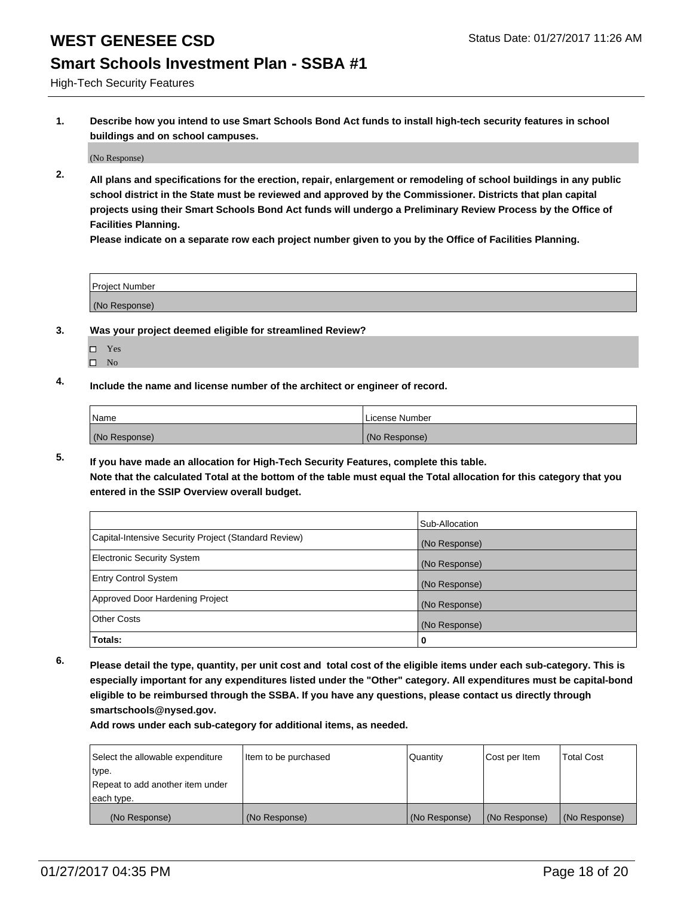# WEST GENESEE CSD

Status Date: 01/27/2017 11:26 AM

## Smart Schools Investment Plan - SSBA #1

High-Tech Security Features

**1. Describe how you intend to use Smart Schools Bond Act funds to install high-tech security features in school buildings and on school campuses.**

(No Response)

**2. All plans and specifications for the erection, repair, enlargement or remodeling of school buildings in any public school district in the State must be reviewed and approved by the Commissioner. Districts that plan capital projects using their Smart Schools Bond Act funds will undergo a Preliminary Review Process by the Office of Facilities Planning.**

**Please indicate on a separate row each project number given to you by the Office of Facilities Planning.**

| Project Number |
|---|
| (No Response) |

**3. Was your project deemed eligible for streamlined Review?**

- ☐ Yes
- ☐ No

**4. Include the name and license number of the architect or engineer of record.**

| Name | License Number |
|---|---|
| (No Response) | (No Response) |

**5. If you have made an allocation for High-Tech Security Features, complete this table.**
**Note that the calculated Total at the bottom of the table must equal the Total allocation for this category that you entered in the SSIP Overview overall budget.**

| | Sub-Allocation |
|---|---|
| Capital-Intensive Security Project (Standard Review) | (No Response) |
| Electronic Security System | (No Response) |
| Entry Control System | (No Response) |
| Approved Door Hardening Project | (No Response) |
| Other Costs | (No Response) |
| **Totals:** | 0 |

**6. Please detail the type, quantity, per unit cost and total cost of the eligible items under each sub-category. This is especially important for any expenditures listed under the "Other" category. All expenditures must be capital-bond eligible to be reimbursed through the SSBA. If you have any questions, please contact us directly through smartschools@nysed.gov.**

**Add rows under each sub-category for additional items, as needed.**

| Select the allowable expenditure type. Repeat to add another item under each type. | Item to be purchased | Quantity | Cost per Item | Total Cost |
|---|---|---|---|---|
| (No Response) | (No Response) | (No Response) | (No Response) | (No Response) |